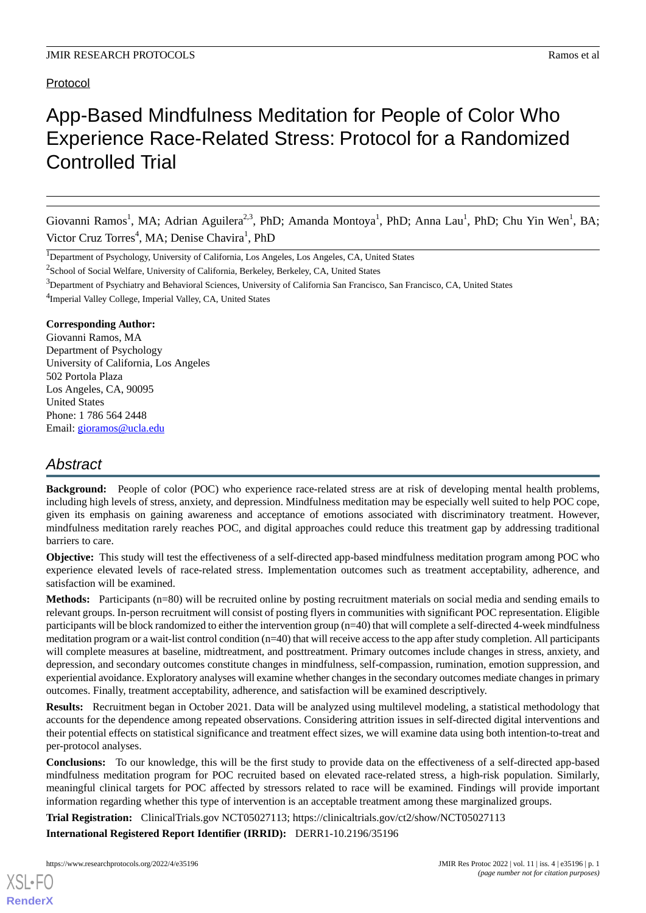Protocol

# App-Based Mindfulness Meditation for People of Color Who Experience Race-Related Stress: Protocol for a Randomized Controlled Trial

Giovanni Ramos[1], MA; Adrian Aguilera[2,3], PhD; Amanda Montoya[1], PhD; Anna Lau[1], PhD; Chu Yin Wen[1], BA; Victor Cruz Torres[4], MA; Denise Chavira[1], PhD

[1]Department of Psychology, University of California, Los Angeles, Los Angeles, CA, United States

[2]School of Social Welfare, University of California, Berkeley, Berkeley, CA, United States

[3]Department of Psychiatry and Behavioral Sciences, University of California San Francisco, San Francisco, CA, United States

[4]Imperial Valley College, Imperial Valley, CA, United States

**Corresponding Author:**
Giovanni Ramos, MA
Department of Psychology
University of California, Los Angeles
502 Portola Plaza
Los Angeles, CA, 90095
United States
Phone: 1 786 564 2448
Email: gioramos@ucla.edu

## *Abstract*

**Background:** People of color (POC) who experience race-related stress are at risk of developing mental health problems, including high levels of stress, anxiety, and depression. Mindfulness meditation may be especially well suited to help POC cope, given its emphasis on gaining awareness and acceptance of emotions associated with discriminatory treatment. However, mindfulness meditation rarely reaches POC, and digital approaches could reduce this treatment gap by addressing traditional barriers to care.

**Objective:** This study will test the effectiveness of a self-directed app-based mindfulness meditation program among POC who experience elevated levels of race-related stress. Implementation outcomes such as treatment acceptability, adherence, and satisfaction will be examined.

**Methods:** Participants (n=80) will be recruited online by posting recruitment materials on social media and sending emails to relevant groups. In-person recruitment will consist of posting flyers in communities with significant POC representation. Eligible participants will be block randomized to either the intervention group (n=40) that will complete a self-directed 4-week mindfulness meditation program or a wait-list control condition (n=40) that will receive access to the app after study completion. All participants will complete measures at baseline, midtreatment, and posttreatment. Primary outcomes include changes in stress, anxiety, and depression, and secondary outcomes constitute changes in mindfulness, self-compassion, rumination, emotion suppression, and experiential avoidance. Exploratory analyses will examine whether changes in the secondary outcomes mediate changes in primary outcomes. Finally, treatment acceptability, adherence, and satisfaction will be examined descriptively.

**Results:** Recruitment began in October 2021. Data will be analyzed using multilevel modeling, a statistical methodology that accounts for the dependence among repeated observations. Considering attrition issues in self-directed digital interventions and their potential effects on statistical significance and treatment effect sizes, we will examine data using both intention-to-treat and per-protocol analyses.

**Conclusions:** To our knowledge, this will be the first study to provide data on the effectiveness of a self-directed app-based mindfulness meditation program for POC recruited based on elevated race-related stress, a high-risk population. Similarly, meaningful clinical targets for POC affected by stressors related to race will be examined. Findings will provide important information regarding whether this type of intervention is an acceptable treatment among these marginalized groups.

**Trial Registration:** ClinicalTrials.gov NCT05027113; https://clinicaltrials.gov/ct2/show/NCT05027113

**International Registered Report Identifier (IRRID):** DERR1-10.2196/35196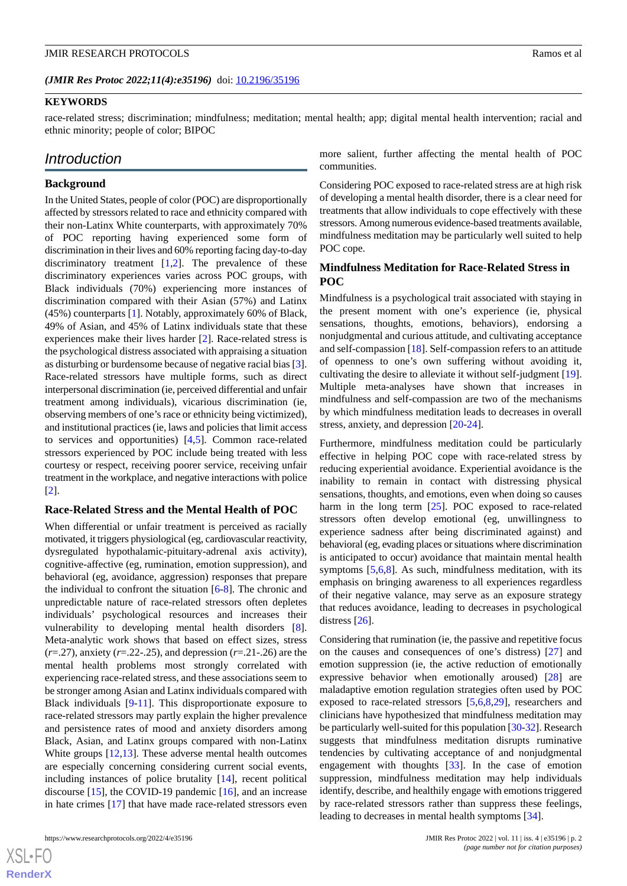*(JMIR Res Protoc 2022;11(4):e35196)* doi: [10.2196/35196](https://doi.org/10.2196/35196)

**KEYWORDS**

race-related stress; discrimination; mindfulness; meditation; mental health; app; digital mental health intervention; racial and ethnic minority; people of color; BIPOC

## Introduction

### Background

In the United States, people of color (POC) are disproportionally affected by stressors related to race and ethnicity compared with their non-Latinx White counterparts, with approximately 70% of POC reporting having experienced some form of discrimination in their lives and 60% reporting facing day-to-day discriminatory treatment [1,2]. The prevalence of these discriminatory experiences varies across POC groups, with Black individuals (70%) experiencing more instances of discrimination compared with their Asian (57%) and Latinx (45%) counterparts [1]. Notably, approximately 60% of Black, 49% of Asian, and 45% of Latinx individuals state that these experiences make their lives harder [2]. Race-related stress is the psychological distress associated with appraising a situation as disturbing or burdensome because of negative racial bias [3]. Race-related stressors have multiple forms, such as direct interpersonal discrimination (ie, perceived differential and unfair treatment among individuals), vicarious discrimination (ie, observing members of one's race or ethnicity being victimized), and institutional practices (ie, laws and policies that limit access to services and opportunities) [4,5]. Common race-related stressors experienced by POC include being treated with less courtesy or respect, receiving poorer service, receiving unfair treatment in the workplace, and negative interactions with police [2].

### Race-Related Stress and the Mental Health of POC

When differential or unfair treatment is perceived as racially motivated, it triggers physiological (eg, cardiovascular reactivity, dysregulated hypothalamic-pituitary-adrenal axis activity), cognitive-affective (eg, rumination, emotion suppression), and behavioral (eg, avoidance, aggression) responses that prepare the individual to confront the situation [6-8]. The chronic and unpredictable nature of race-related stressors often depletes individuals' psychological resources and increases their vulnerability to developing mental health disorders [8]. Meta-analytic work shows that based on effect sizes, stress ($r$=.27), anxiety ($r$=.22-.25), and depression ($r$=.21-.26) are the mental health problems most strongly correlated with experiencing race-related stress, and these associations seem to be stronger among Asian and Latinx individuals compared with Black individuals [9-11]. This disproportionate exposure to race-related stressors may partly explain the higher prevalence and persistence rates of mood and anxiety disorders among Black, Asian, and Latinx groups compared with non-Latinx White groups [12,13]. These adverse mental health outcomes are especially concerning considering current social events, including instances of police brutality [14], recent political discourse [15], the COVID-19 pandemic [16], and an increase in hate crimes [17] that have made race-related stressors even more salient, further affecting the mental health of POC communities.

Considering POC exposed to race-related stress are at high risk of developing a mental health disorder, there is a clear need for treatments that allow individuals to cope effectively with these stressors. Among numerous evidence-based treatments available, mindfulness meditation may be particularly well suited to help POC cope.

### Mindfulness Meditation for Race-Related Stress in POC

Mindfulness is a psychological trait associated with staying in the present moment with one's experience (ie, physical sensations, thoughts, emotions, behaviors), endorsing a nonjudgmental and curious attitude, and cultivating acceptance and self-compassion [18]. Self-compassion refers to an attitude of openness to one's own suffering without avoiding it, cultivating the desire to alleviate it without self-judgment [19]. Multiple meta-analyses have shown that increases in mindfulness and self-compassion are two of the mechanisms by which mindfulness meditation leads to decreases in overall stress, anxiety, and depression [20-24].

Furthermore, mindfulness meditation could be particularly effective in helping POC cope with race-related stress by reducing experiential avoidance. Experiential avoidance is the inability to remain in contact with distressing physical sensations, thoughts, and emotions, even when doing so causes harm in the long term [25]. POC exposed to race-related stressors often develop emotional (eg, unwillingness to experience sadness after being discriminated against) and behavioral (eg, evading places or situations where discrimination is anticipated to occur) avoidance that maintain mental health symptoms [5,6,8]. As such, mindfulness meditation, with its emphasis on bringing awareness to all experiences regardless of their negative valance, may serve as an exposure strategy that reduces avoidance, leading to decreases in psychological distress [26].

Considering that rumination (ie, the passive and repetitive focus on the causes and consequences of one's distress) [27] and emotion suppression (ie, the active reduction of emotionally expressive behavior when emotionally aroused) [28] are maladaptive emotion regulation strategies often used by POC exposed to race-related stressors [5,6,8,29], researchers and clinicians have hypothesized that mindfulness meditation may be particularly well-suited for this population [30-32]. Research suggests that mindfulness meditation disrupts ruminative tendencies by cultivating acceptance of and nonjudgmental engagement with thoughts [33]. In the case of emotion suppression, mindfulness meditation may help individuals identify, describe, and healthily engage with emotions triggered by race-related stressors rather than suppress these feelings, leading to decreases in mental health symptoms [34].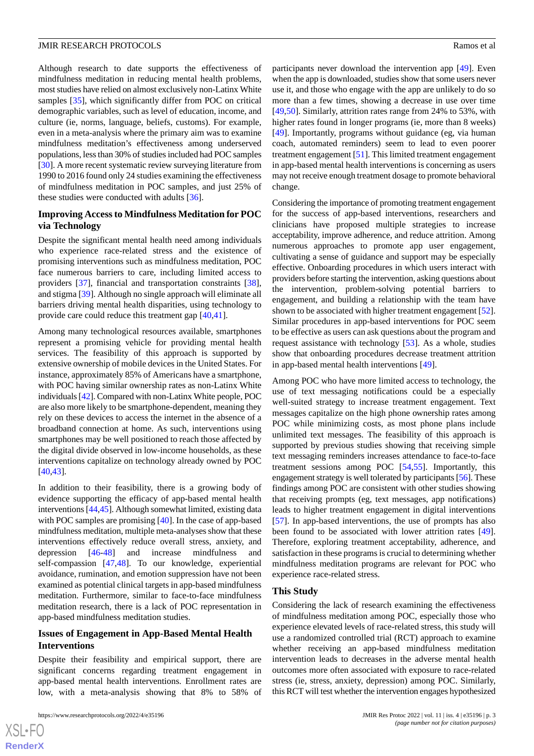Although research to date supports the effectiveness of mindfulness meditation in reducing mental health problems, most studies have relied on almost exclusively non-Latinx White samples [35], which significantly differ from POC on critical demographic variables, such as level of education, income, and culture (ie, norms, language, beliefs, customs). For example, even in a meta-analysis where the primary aim was to examine mindfulness meditation's effectiveness among underserved populations, less than 30% of studies included had POC samples [30]. A more recent systematic review surveying literature from 1990 to 2016 found only 24 studies examining the effectiveness of mindfulness meditation in POC samples, and just 25% of these studies were conducted with adults [36].

### Improving Access to Mindfulness Meditation for POC via Technology

Despite the significant mental health need among individuals who experience race-related stress and the existence of promising interventions such as mindfulness meditation, POC face numerous barriers to care, including limited access to providers [37], financial and transportation constraints [38], and stigma [39]. Although no single approach will eliminate all barriers driving mental health disparities, using technology to provide care could reduce this treatment gap [40,41].

Among many technological resources available, smartphones represent a promising vehicle for providing mental health services. The feasibility of this approach is supported by extensive ownership of mobile devices in the United States. For instance, approximately 85% of Americans have a smartphone, with POC having similar ownership rates as non-Latinx White individuals [42]. Compared with non-Latinx White people, POC are also more likely to be smartphone-dependent, meaning they rely on these devices to access the internet in the absence of a broadband connection at home. As such, interventions using smartphones may be well positioned to reach those affected by the digital divide observed in low-income households, as these interventions capitalize on technology already owned by POC [40,43].

In addition to their feasibility, there is a growing body of evidence supporting the efficacy of app-based mental health interventions [44,45]. Although somewhat limited, existing data with POC samples are promising [40]. In the case of app-based mindfulness meditation, multiple meta-analyses show that these interventions effectively reduce overall stress, anxiety, and depression [46-48] and increase mindfulness and self-compassion [47,48]. To our knowledge, experiential avoidance, rumination, and emotion suppression have not been examined as potential clinical targets in app-based mindfulness meditation. Furthermore, similar to face-to-face mindfulness meditation research, there is a lack of POC representation in app-based mindfulness meditation studies.

### Issues of Engagement in App-Based Mental Health Interventions

Despite their feasibility and empirical support, there are significant concerns regarding treatment engagement in app-based mental health interventions. Enrollment rates are low, with a meta-analysis showing that 8% to 58% of participants never download the intervention app [49]. Even when the app is downloaded, studies show that some users never use it, and those who engage with the app are unlikely to do so more than a few times, showing a decrease in use over time [49,50]. Similarly, attrition rates range from 24% to 53%, with higher rates found in longer programs (ie, more than 8 weeks) [49]. Importantly, programs without guidance (eg, via human coach, automated reminders) seem to lead to even poorer treatment engagement [51]. This limited treatment engagement in app-based mental health interventions is concerning as users may not receive enough treatment dosage to promote behavioral change.

Considering the importance of promoting treatment engagement for the success of app-based interventions, researchers and clinicians have proposed multiple strategies to increase acceptability, improve adherence, and reduce attrition. Among numerous approaches to promote app user engagement, cultivating a sense of guidance and support may be especially effective. Onboarding procedures in which users interact with providers before starting the intervention, asking questions about the intervention, problem-solving potential barriers to engagement, and building a relationship with the team have shown to be associated with higher treatment engagement [52]. Similar procedures in app-based interventions for POC seem to be effective as users can ask questions about the program and request assistance with technology [53]. As a whole, studies show that onboarding procedures decrease treatment attrition in app-based mental health interventions [49].

Among POC who have more limited access to technology, the use of text messaging notifications could be a especially well-suited strategy to increase treatment engagement. Text messages capitalize on the high phone ownership rates among POC while minimizing costs, as most phone plans include unlimited text messages. The feasibility of this approach is supported by previous studies showing that receiving simple text messaging reminders increases attendance to face-to-face treatment sessions among POC [54,55]. Importantly, this engagement strategy is well tolerated by participants [56]. These findings among POC are consistent with other studies showing that receiving prompts (eg, text messages, app notifications) leads to higher treatment engagement in digital interventions [57]. In app-based interventions, the use of prompts has also been found to be associated with lower attrition rates [49]. Therefore, exploring treatment acceptability, adherence, and satisfaction in these programs is crucial to determining whether mindfulness meditation programs are relevant for POC who experience race-related stress.

### This Study

Considering the lack of research examining the effectiveness of mindfulness meditation among POC, especially those who experience elevated levels of race-related stress, this study will use a randomized controlled trial (RCT) approach to examine whether receiving an app-based mindfulness meditation intervention leads to decreases in the adverse mental health outcomes more often associated with exposure to race-related stress (ie, stress, anxiety, depression) among POC. Similarly, this RCT will test whether the intervention engages hypothesized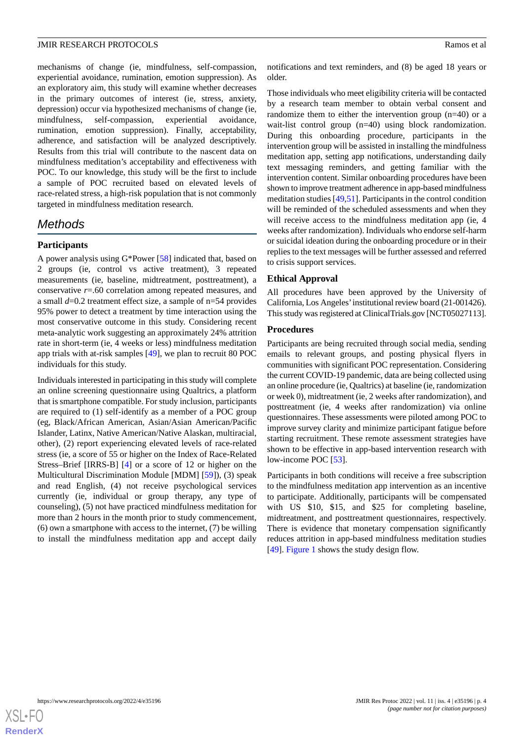mechanisms of change (ie, mindfulness, self-compassion, experiential avoidance, rumination, emotion suppression). As an exploratory aim, this study will examine whether decreases in the primary outcomes of interest (ie, stress, anxiety, depression) occur via hypothesized mechanisms of change (ie, mindfulness, self-compassion, experiential avoidance, rumination, emotion suppression). Finally, acceptability, adherence, and satisfaction will be analyzed descriptively. Results from this trial will contribute to the nascent data on mindfulness meditation's acceptability and effectiveness with POC. To our knowledge, this study will be the first to include a sample of POC recruited based on elevated levels of race-related stress, a high-risk population that is not commonly targeted in mindfulness meditation research.

## Methods

### Participants

A power analysis using G*Power [58] indicated that, based on 2 groups (ie, control vs active treatment), 3 repeated measurements (ie, baseline, midtreatment, posttreatment), a conservative $r$=.60 correlation among repeated measures, and a small $d$=0.2 treatment effect size, a sample of n=54 provides 95% power to detect a treatment by time interaction using the most conservative outcome in this study. Considering recent meta-analytic work suggesting an approximately 24% attrition rate in short-term (ie, 4 weeks or less) mindfulness meditation app trials with at-risk samples [49], we plan to recruit 80 POC individuals for this study.

Individuals interested in participating in this study will complete an online screening questionnaire using Qualtrics, a platform that is smartphone compatible. For study inclusion, participants are required to (1) self-identify as a member of a POC group (eg, Black/African American, Asian/Asian American/Pacific Islander, Latinx, Native American/Native Alaskan, multiracial, other), (2) report experiencing elevated levels of race-related stress (ie, a score of 55 or higher on the Index of Race-Related Stress–Brief [IRRS-B] [4] or a score of 12 or higher on the Multicultural Discrimination Module [MDM] [59]), (3) speak and read English, (4) not receive psychological services currently (ie, individual or group therapy, any type of counseling), (5) not have practiced mindfulness meditation for more than 2 hours in the month prior to study commencement, (6) own a smartphone with access to the internet, (7) be willing to install the mindfulness meditation app and accept daily notifications and text reminders, and (8) be aged 18 years or older.

Those individuals who meet eligibility criteria will be contacted by a research team member to obtain verbal consent and randomize them to either the intervention group (n=40) or a wait-list control group (n=40) using block randomization. During this onboarding procedure, participants in the intervention group will be assisted in installing the mindfulness meditation app, setting app notifications, understanding daily text messaging reminders, and getting familiar with the intervention content. Similar onboarding procedures have been shown to improve treatment adherence in app-based mindfulness meditation studies [49,51]. Participants in the control condition will be reminded of the scheduled assessments and when they will receive access to the mindfulness meditation app (ie, 4 weeks after randomization). Individuals who endorse self-harm or suicidal ideation during the onboarding procedure or in their replies to the text messages will be further assessed and referred to crisis support services.

### Ethical Approval

All procedures have been approved by the University of California, Los Angeles' institutional review board (21-001426). This study was registered at ClinicalTrials.gov [NCT05027113].

### Procedures

Participants are being recruited through social media, sending emails to relevant groups, and posting physical flyers in communities with significant POC representation. Considering the current COVID-19 pandemic, data are being collected using an online procedure (ie, Qualtrics) at baseline (ie, randomization or week 0), midtreatment (ie, 2 weeks after randomization), and posttreatment (ie, 4 weeks after randomization) via online questionnaires. These assessments were piloted among POC to improve survey clarity and minimize participant fatigue before starting recruitment. These remote assessment strategies have shown to be effective in app-based intervention research with low-income POC [53].

Participants in both conditions will receive a free subscription to the mindfulness meditation app intervention as an incentive to participate. Additionally, participants will be compensated with US $10, $15, and $25 for completing baseline, midtreatment, and posttreatment questionnaires, respectively. There is evidence that monetary compensation significantly reduces attrition in app-based mindfulness meditation studies [49]. Figure 1 shows the study design flow.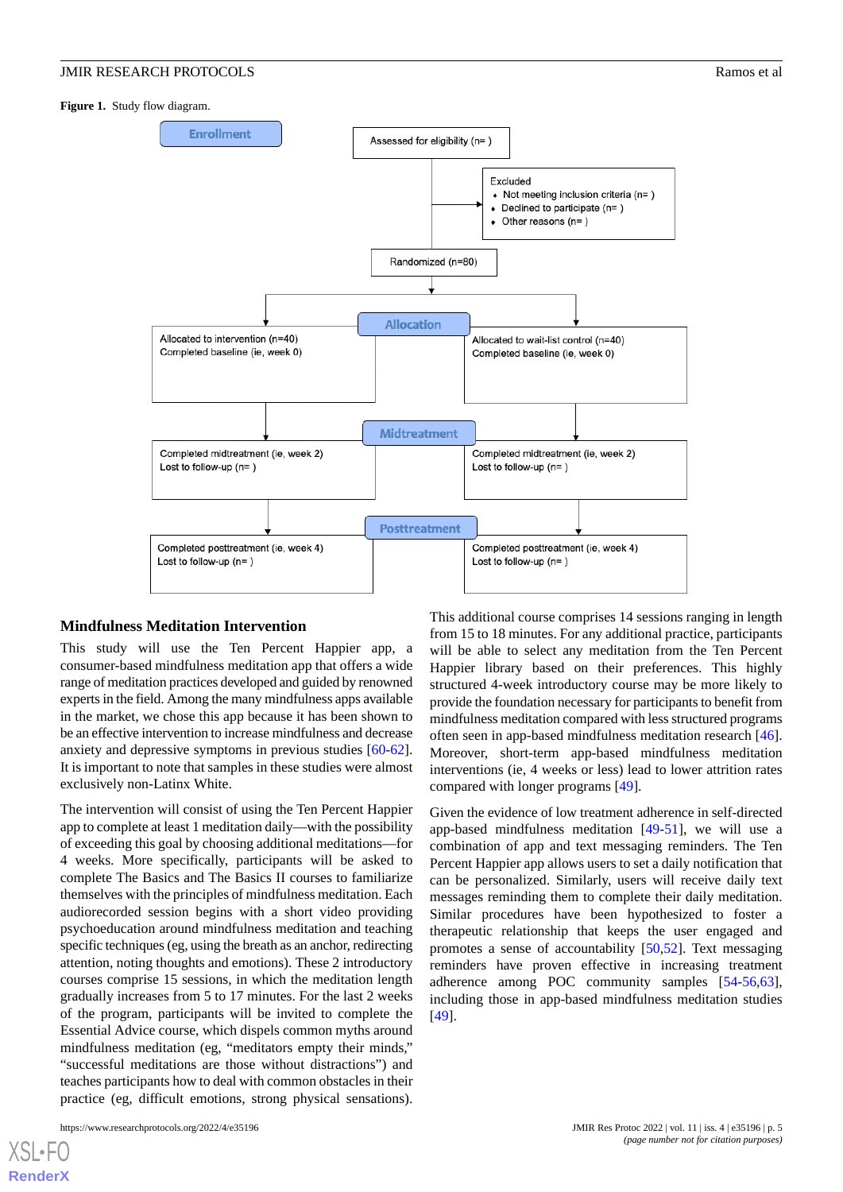**Figure 1.** Study flow diagram.

Enrollment

Assessed for eligibility (n= )

Excluded
- Not meeting inclusion criteria (n= )
- Declined to participate (n= )
- Other reasons (n= )

Randomized (n=80)

Allocation

Allocated to intervention (n=40)
Completed baseline (ie, week 0)

Allocated to wait-list control (n=40)
Completed baseline (ie, week 0)

Midtreatment

Completed midtreatment (ie, week 2)
Lost to follow-up (n= )

Completed midtreatment (ie, week 2)
Lost to follow-up (n= )

Posttreatment

Completed posttreatment (ie, week 4)
Lost to follow-up (n= )

Completed posttreatment (ie, week 4)
Lost to follow-up (n= )

## Mindfulness Meditation Intervention

This study will use the Ten Percent Happier app, a consumer-based mindfulness meditation app that offers a wide range of meditation practices developed and guided by renowned experts in the field. Among the many mindfulness apps available in the market, we chose this app because it has been shown to be an effective intervention to increase mindfulness and decrease anxiety and depressive symptoms in previous studies [60-62]. It is important to note that samples in these studies were almost exclusively non-Latinx White.

The intervention will consist of using the Ten Percent Happier app to complete at least 1 meditation daily—with the possibility of exceeding this goal by choosing additional meditations—for 4 weeks. More specifically, participants will be asked to complete The Basics and The Basics II courses to familiarize themselves with the principles of mindfulness meditation. Each audiorecorded session begins with a short video providing psychoeducation around mindfulness meditation and teaching specific techniques (eg, using the breath as an anchor, redirecting attention, noting thoughts and emotions). These 2 introductory courses comprise 15 sessions, in which the meditation length gradually increases from 5 to 17 minutes. For the last 2 weeks of the program, participants will be invited to complete the Essential Advice course, which dispels common myths around mindfulness meditation (eg, "meditators empty their minds," "successful meditations are those without distractions") and teaches participants how to deal with common obstacles in their practice (eg, difficult emotions, strong physical sensations). This additional course comprises 14 sessions ranging in length from 15 to 18 minutes. For any additional practice, participants will be able to select any meditation from the Ten Percent Happier library based on their preferences. This highly structured 4-week introductory course may be more likely to provide the foundation necessary for participants to benefit from mindfulness meditation compared with less structured programs often seen in app-based mindfulness meditation research [46]. Moreover, short-term app-based mindfulness meditation interventions (ie, 4 weeks or less) lead to lower attrition rates compared with longer programs [49].

Given the evidence of low treatment adherence in self-directed app-based mindfulness meditation [49-51], we will use a combination of app and text messaging reminders. The Ten Percent Happier app allows users to set a daily notification that can be personalized. Similarly, users will receive daily text messages reminding them to complete their daily meditation. Similar procedures have been hypothesized to foster a therapeutic relationship that keeps the user engaged and promotes a sense of accountability [50,52]. Text messaging reminders have proven effective in increasing treatment adherence among POC community samples [54-56,63], including those in app-based mindfulness meditation studies [49].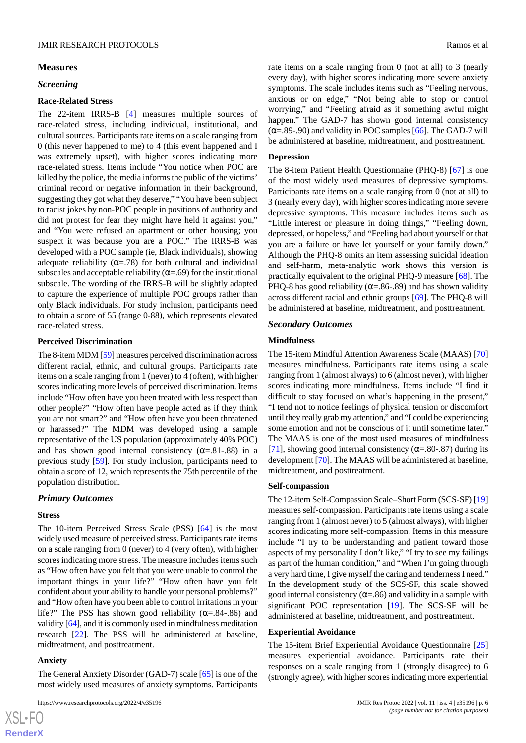## Measures

### Screening

#### Race-Related Stress

The 22-item IRRS-B [4] measures multiple sources of race-related stress, including individual, institutional, and cultural sources. Participants rate items on a scale ranging from 0 (this never happened to me) to 4 (this event happened and I was extremely upset), with higher scores indicating more race-related stress. Items include "You notice when POC are killed by the police, the media informs the public of the victims' criminal record or negative information in their background, suggesting they got what they deserve," "You have been subject to racist jokes by non-POC people in positions of authority and did not protest for fear they might have held it against you," and "You were refused an apartment or other housing; you suspect it was because you are a POC." The IRRS-B was developed with a POC sample (ie, Black individuals), showing adequate reliability (α=.78) for both cultural and individual subscales and acceptable reliability (α=.69) for the institutional subscale. The wording of the IRRS-B will be slightly adapted to capture the experience of multiple POC groups rather than only Black individuals. For study inclusion, participants need to obtain a score of 55 (range 0-88), which represents elevated race-related stress.

#### Perceived Discrimination

The 8-item MDM [59] measures perceived discrimination across different racial, ethnic, and cultural groups. Participants rate items on a scale ranging from 1 (never) to 4 (often), with higher scores indicating more levels of perceived discrimination. Items include "How often have you been treated with less respect than other people?" "How often have people acted as if they think you are not smart?" and "How often have you been threatened or harassed?" The MDM was developed using a sample representative of the US population (approximately 40% POC) and has shown good internal consistency (α=.81-.88) in a previous study [59]. For study inclusion, participants need to obtain a score of 12, which represents the 75th percentile of the population distribution.

### Primary Outcomes

#### Stress

The 10-item Perceived Stress Scale (PSS) [64] is the most widely used measure of perceived stress. Participants rate items on a scale ranging from 0 (never) to 4 (very often), with higher scores indicating more stress. The measure includes items such as "How often have you felt that you were unable to control the important things in your life?" "How often have you felt confident about your ability to handle your personal problems?" and "How often have you been able to control irritations in your life?" The PSS has shown good reliability (α=.84-.86) and validity [64], and it is commonly used in mindfulness meditation research [22]. The PSS will be administered at baseline, midtreatment, and posttreatment.

#### Anxiety

The General Anxiety Disorder (GAD-7) scale [65] is one of the most widely used measures of anxiety symptoms. Participants rate items on a scale ranging from 0 (not at all) to 3 (nearly every day), with higher scores indicating more severe anxiety symptoms. The scale includes items such as "Feeling nervous, anxious or on edge," "Not being able to stop or control worrying," and "Feeling afraid as if something awful might happen." The GAD-7 has shown good internal consistency (α=.89-.90) and validity in POC samples [66]. The GAD-7 will be administered at baseline, midtreatment, and posttreatment.

#### Depression

The 8-item Patient Health Questionnaire (PHQ-8) [67] is one of the most widely used measures of depressive symptoms. Participants rate items on a scale ranging from 0 (not at all) to 3 (nearly every day), with higher scores indicating more severe depressive symptoms. This measure includes items such as "Little interest or pleasure in doing things," "Feeling down, depressed, or hopeless," and "Feeling bad about yourself or that you are a failure or have let yourself or your family down." Although the PHQ-8 omits an item assessing suicidal ideation and self-harm, meta-analytic work shows this version is practically equivalent to the original PHQ-9 measure [68]. The PHQ-8 has good reliability (α=.86-.89) and has shown validity across different racial and ethnic groups [69]. The PHQ-8 will be administered at baseline, midtreatment, and posttreatment.

### Secondary Outcomes

#### Mindfulness

The 15-item Mindful Attention Awareness Scale (MAAS) [70] measures mindfulness. Participants rate items using a scale ranging from 1 (almost always) to 6 (almost never), with higher scores indicating more mindfulness. Items include "I find it difficult to stay focused on what's happening in the present," "I tend not to notice feelings of physical tension or discomfort until they really grab my attention," and "I could be experiencing some emotion and not be conscious of it until sometime later." The MAAS is one of the most used measures of mindfulness [71], showing good internal consistency (α=.80-.87) during its development [70]. The MAAS will be administered at baseline, midtreatment, and posttreatment.

#### Self-compassion

The 12-item Self-Compassion Scale–Short Form (SCS-SF) [19] measures self-compassion. Participants rate items using a scale ranging from 1 (almost never) to 5 (almost always), with higher scores indicating more self-compassion. Items in this measure include "I try to be understanding and patient toward those aspects of my personality I don't like," "I try to see my failings as part of the human condition," and "When I'm going through a very hard time, I give myself the caring and tenderness I need." In the development study of the SCS-SF, this scale showed good internal consistency (α=.86) and validity in a sample with significant POC representation [19]. The SCS-SF will be administered at baseline, midtreatment, and posttreatment.

#### Experiential Avoidance

The 15-item Brief Experiential Avoidance Questionnaire [25] measures experiential avoidance. Participants rate their responses on a scale ranging from 1 (strongly disagree) to 6 (strongly agree), with higher scores indicating more experiential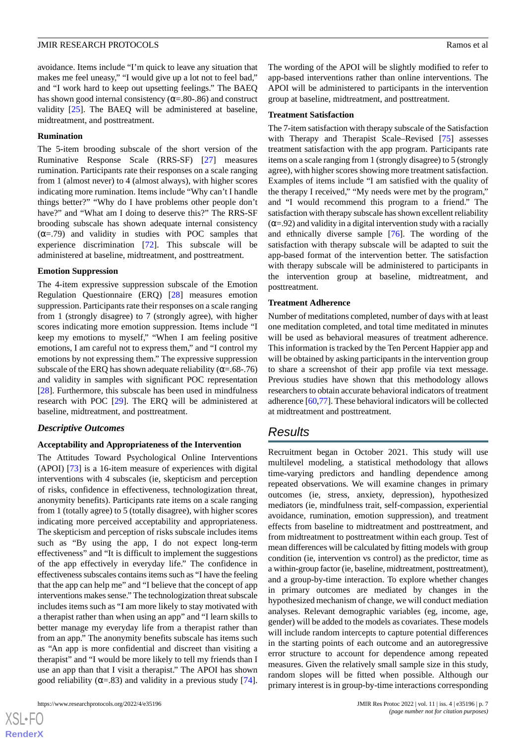avoidance. Items include "I'm quick to leave any situation that makes me feel uneasy," "I would give up a lot not to feel bad," and "I work hard to keep out upsetting feelings." The BAEQ has shown good internal consistency (α=.80-.86) and construct validity [25]. The BAEQ will be administered at baseline, midtreatment, and posttreatment.

#### Rumination

The 5-item brooding subscale of the short version of the Ruminative Response Scale (RRS-SF) [27] measures rumination. Participants rate their responses on a scale ranging from 1 (almost never) to 4 (almost always), with higher scores indicating more rumination. Items include "Why can't I handle things better?" "Why do I have problems other people don't have?" and "What am I doing to deserve this?" The RRS-SF brooding subscale has shown adequate internal consistency (α=.79) and validity in studies with POC samples that experience discrimination [72]. This subscale will be administered at baseline, midtreatment, and posttreatment.

#### Emotion Suppression

The 4-item expressive suppression subscale of the Emotion Regulation Questionnaire (ERQ) [28] measures emotion suppression. Participants rate their responses on a scale ranging from 1 (strongly disagree) to 7 (strongly agree), with higher scores indicating more emotion suppression. Items include "I keep my emotions to myself," "When I am feeling positive emotions, I am careful not to express them," and "I control my emotions by not expressing them." The expressive suppression subscale of the ERQ has shown adequate reliability (α=.68-.76) and validity in samples with significant POC representation [28]. Furthermore, this subscale has been used in mindfulness research with POC [29]. The ERQ will be administered at baseline, midtreatment, and posttreatment.

### *Descriptive Outcomes*

#### Acceptability and Appropriateness of the Intervention

The Attitudes Toward Psychological Online Interventions (APOI) [73] is a 16-item measure of experiences with digital interventions with 4 subscales (ie, skepticism and perception of risks, confidence in effectiveness, technologization threat, anonymity benefits). Participants rate items on a scale ranging from 1 (totally agree) to 5 (totally disagree), with higher scores indicating more perceived acceptability and appropriateness. The skepticism and perception of risks subscale includes items such as "By using the app, I do not expect long-term effectiveness" and "It is difficult to implement the suggestions of the app effectively in everyday life." The confidence in effectiveness subscales contains items such as "I have the feeling that the app can help me" and "I believe that the concept of app interventions makes sense." The technologization threat subscale includes items such as "I am more likely to stay motivated with a therapist rather than when using an app" and "I learn skills to better manage my everyday life from a therapist rather than from an app." The anonymity benefits subscale has items such as "An app is more confidential and discreet than visiting a therapist" and "I would be more likely to tell my friends than I use an app than that I visit a therapist." The APOI has shown good reliability (α=.83) and validity in a previous study [74]. The wording of the APOI will be slightly modified to refer to app-based interventions rather than online interventions. The APOI will be administered to participants in the intervention group at baseline, midtreatment, and posttreatment.

#### Treatment Satisfaction

The 7-item satisfaction with therapy subscale of the Satisfaction with Therapy and Therapist Scale–Revised [75] assesses treatment satisfaction with the app program. Participants rate items on a scale ranging from 1 (strongly disagree) to 5 (strongly agree), with higher scores showing more treatment satisfaction. Examples of items include "I am satisfied with the quality of the therapy I received," "My needs were met by the program," and "I would recommend this program to a friend." The satisfaction with therapy subscale has shown excellent reliability (α=.92) and validity in a digital intervention study with a racially and ethnically diverse sample [76]. The wording of the satisfaction with therapy subscale will be adapted to suit the app-based format of the intervention better. The satisfaction with therapy subscale will be administered to participants in the intervention group at baseline, midtreatment, and posttreatment.

#### Treatment Adherence

Number of meditations completed, number of days with at least one meditation completed, and total time meditated in minutes will be used as behavioral measures of treatment adherence. This information is tracked by the Ten Percent Happier app and will be obtained by asking participants in the intervention group to share a screenshot of their app profile via text message. Previous studies have shown that this methodology allows researchers to obtain accurate behavioral indicators of treatment adherence [60,77]. These behavioral indicators will be collected at midtreatment and posttreatment.

## *Results*

Recruitment began in October 2021. This study will use multilevel modeling, a statistical methodology that allows time-varying predictors and handling dependence among repeated observations. We will examine changes in primary outcomes (ie, stress, anxiety, depression), hypothesized mediators (ie, mindfulness trait, self-compassion, experiential avoidance, rumination, emotion suppression), and treatment effects from baseline to midtreatment and posttreatment, and from midtreatment to posttreatment within each group. Test of mean differences will be calculated by fitting models with group condition (ie, intervention vs control) as the predictor, time as a within-group factor (ie, baseline, midtreatment, posttreatment), and a group-by-time interaction. To explore whether changes in primary outcomes are mediated by changes in the hypothesized mechanism of change, we will conduct mediation analyses. Relevant demographic variables (eg, income, age, gender) will be added to the models as covariates. These models will include random intercepts to capture potential differences in the starting points of each outcome and an autoregressive error structure to account for dependence among repeated measures. Given the relatively small sample size in this study, random slopes will be fitted when possible. Although our primary interest is in group-by-time interactions corresponding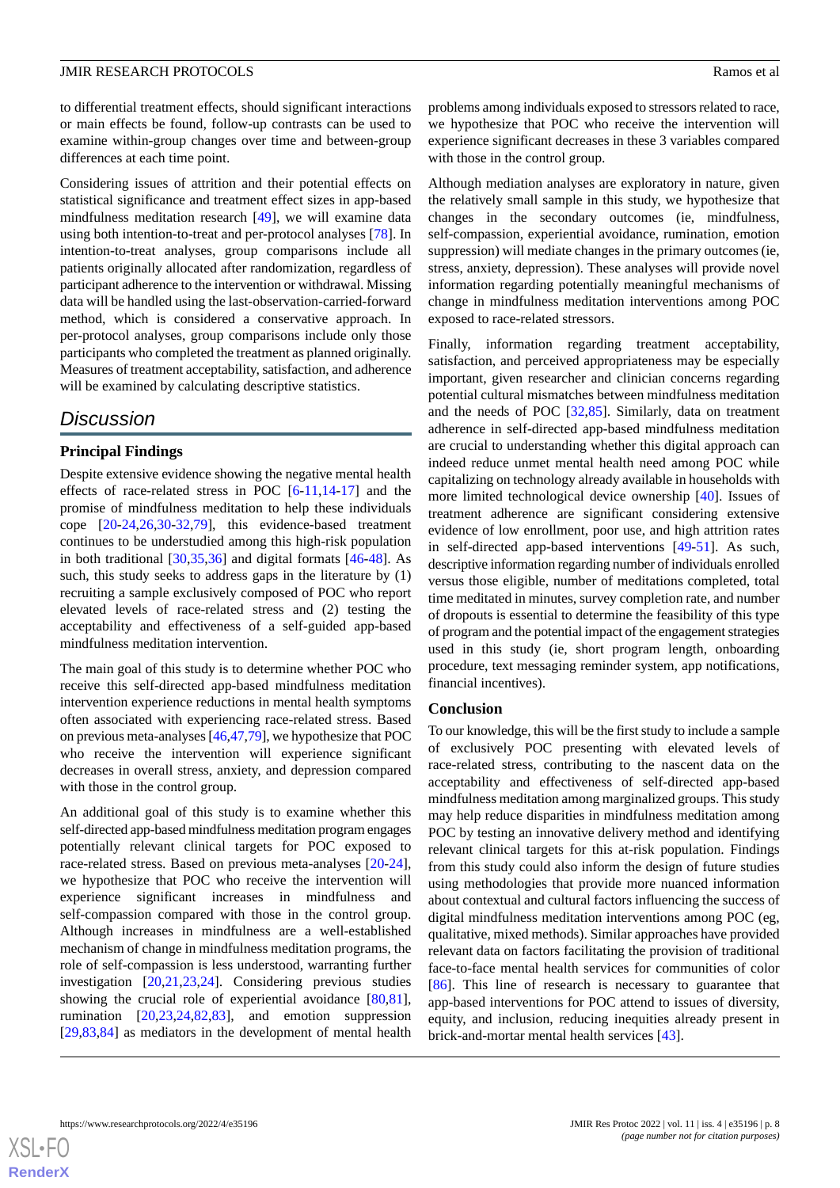to differential treatment effects, should significant interactions or main effects be found, follow-up contrasts can be used to examine within-group changes over time and between-group differences at each time point.

Considering issues of attrition and their potential effects on statistical significance and treatment effect sizes in app-based mindfulness meditation research [49], we will examine data using both intention-to-treat and per-protocol analyses [78]. In intention-to-treat analyses, group comparisons include all patients originally allocated after randomization, regardless of participant adherence to the intervention or withdrawal. Missing data will be handled using the last-observation-carried-forward method, which is considered a conservative approach. In per-protocol analyses, group comparisons include only those participants who completed the treatment as planned originally. Measures of treatment acceptability, satisfaction, and adherence will be examined by calculating descriptive statistics.

## Discussion

### Principal Findings

Despite extensive evidence showing the negative mental health effects of race-related stress in POC [6-11,14-17] and the promise of mindfulness meditation to help these individuals cope [20-24,26,30-32,79], this evidence-based treatment continues to be understudied among this high-risk population in both traditional [30,35,36] and digital formats [46-48]. As such, this study seeks to address gaps in the literature by (1) recruiting a sample exclusively composed of POC who report elevated levels of race-related stress and (2) testing the acceptability and effectiveness of a self-guided app-based mindfulness meditation intervention.

The main goal of this study is to determine whether POC who receive this self-directed app-based mindfulness meditation intervention experience reductions in mental health symptoms often associated with experiencing race-related stress. Based on previous meta-analyses [46,47,79], we hypothesize that POC who receive the intervention will experience significant decreases in overall stress, anxiety, and depression compared with those in the control group.

An additional goal of this study is to examine whether this self-directed app-based mindfulness meditation program engages potentially relevant clinical targets for POC exposed to race-related stress. Based on previous meta-analyses [20-24], we hypothesize that POC who receive the intervention will experience significant increases in mindfulness and self-compassion compared with those in the control group. Although increases in mindfulness are a well-established mechanism of change in mindfulness meditation programs, the role of self-compassion is less understood, warranting further investigation [20,21,23,24]. Considering previous studies showing the crucial role of experiential avoidance [80,81], rumination [20,23,24,82,83], and emotion suppression [29,83,84] as mediators in the development of mental health problems among individuals exposed to stressors related to race, we hypothesize that POC who receive the intervention will experience significant decreases in these 3 variables compared with those in the control group.

Although mediation analyses are exploratory in nature, given the relatively small sample in this study, we hypothesize that changes in the secondary outcomes (ie, mindfulness, self-compassion, experiential avoidance, rumination, emotion suppression) will mediate changes in the primary outcomes (ie, stress, anxiety, depression). These analyses will provide novel information regarding potentially meaningful mechanisms of change in mindfulness meditation interventions among POC exposed to race-related stressors.

Finally, information regarding treatment acceptability, satisfaction, and perceived appropriateness may be especially important, given researcher and clinician concerns regarding potential cultural mismatches between mindfulness meditation and the needs of POC [32,85]. Similarly, data on treatment adherence in self-directed app-based mindfulness meditation are crucial to understanding whether this digital approach can indeed reduce unmet mental health need among POC while capitalizing on technology already available in households with more limited technological device ownership [40]. Issues of treatment adherence are significant considering extensive evidence of low enrollment, poor use, and high attrition rates in self-directed app-based interventions [49-51]. As such, descriptive information regarding number of individuals enrolled versus those eligible, number of meditations completed, total time meditated in minutes, survey completion rate, and number of dropouts is essential to determine the feasibility of this type of program and the potential impact of the engagement strategies used in this study (ie, short program length, onboarding procedure, text messaging reminder system, app notifications, financial incentives).

### Conclusion

To our knowledge, this will be the first study to include a sample of exclusively POC presenting with elevated levels of race-related stress, contributing to the nascent data on the acceptability and effectiveness of self-directed app-based mindfulness meditation among marginalized groups. This study may help reduce disparities in mindfulness meditation among POC by testing an innovative delivery method and identifying relevant clinical targets for this at-risk population. Findings from this study could also inform the design of future studies using methodologies that provide more nuanced information about contextual and cultural factors influencing the success of digital mindfulness meditation interventions among POC (eg, qualitative, mixed methods). Similar approaches have provided relevant data on factors facilitating the provision of traditional face-to-face mental health services for communities of color [86]. This line of research is necessary to guarantee that app-based interventions for POC attend to issues of diversity, equity, and inclusion, reducing inequities already present in brick-and-mortar mental health services [43].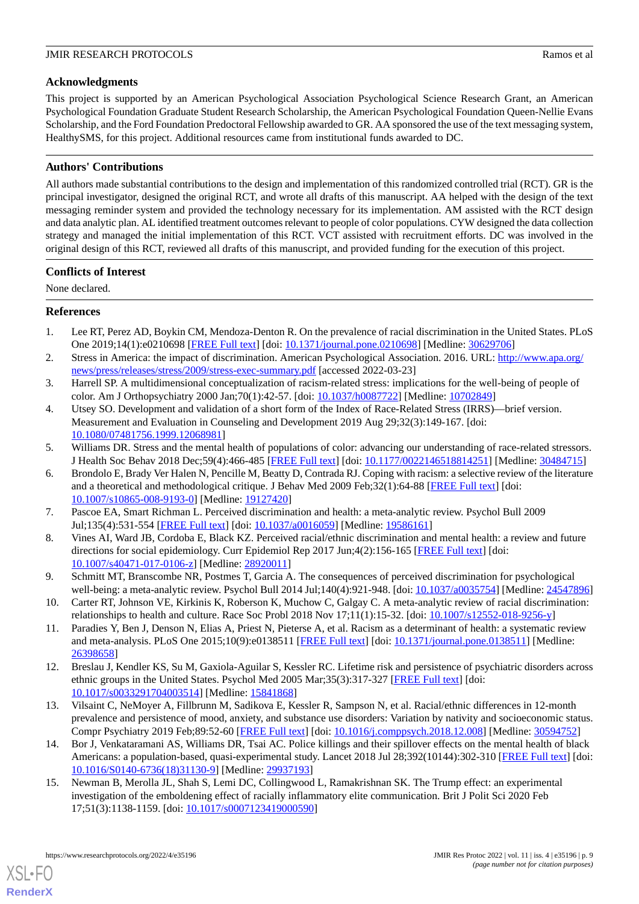## Acknowledgments

This project is supported by an American Psychological Association Psychological Science Research Grant, an American Psychological Foundation Graduate Student Research Scholarship, the American Psychological Foundation Queen-Nellie Evans Scholarship, and the Ford Foundation Predoctoral Fellowship awarded to GR. AA sponsored the use of the text messaging system, HealthySMS, for this project. Additional resources came from institutional funds awarded to DC.

## Authors' Contributions

All authors made substantial contributions to the design and implementation of this randomized controlled trial (RCT). GR is the principal investigator, designed the original RCT, and wrote all drafts of this manuscript. AA helped with the design of the text messaging reminder system and provided the technology necessary for its implementation. AM assisted with the RCT design and data analytic plan. AL identified treatment outcomes relevant to people of color populations. CYW designed the data collection strategy and managed the initial implementation of this RCT. VCT assisted with recruitment efforts. DC was involved in the original design of this RCT, reviewed all drafts of this manuscript, and provided funding for the execution of this project.

## Conflicts of Interest

None declared.

## References

1. Lee RT, Perez AD, Boykin CM, Mendoza-Denton R. On the prevalence of racial discrimination in the United States. PLoS One 2019;14(1):e0210698 [FREE Full text] [doi: 10.1371/journal.pone.0210698] [Medline: 30629706]
2. Stress in America: the impact of discrimination. American Psychological Association. 2016. URL: http://www.apa.org/news/press/releases/stress/2009/stress-exec-summary.pdf [accessed 2022-03-23]
3. Harrell SP. A multidimensional conceptualization of racism-related stress: implications for the well-being of people of color. Am J Orthopsychiatry 2000 Jan;70(1):42-57. [doi: 10.1037/h0087722] [Medline: 10702849]
4. Utsey SO. Development and validation of a short form of the Index of Race-Related Stress (IRRS)—brief version. Measurement and Evaluation in Counseling and Development 2019 Aug 29;32(3):149-167. [doi: 10.1080/07481756.1999.12068981]
5. Williams DR. Stress and the mental health of populations of color: advancing our understanding of race-related stressors. J Health Soc Behav 2018 Dec;59(4):466-485 [FREE Full text] [doi: 10.1177/0022146518814251] [Medline: 30484715]
6. Brondolo E, Brady Ver Halen N, Pencille M, Beatty D, Contrada RJ. Coping with racism: a selective review of the literature and a theoretical and methodological critique. J Behav Med 2009 Feb;32(1):64-88 [FREE Full text] [doi: 10.1007/s10865-008-9193-0] [Medline: 19127420]
7. Pascoe EA, Smart Richman L. Perceived discrimination and health: a meta-analytic review. Psychol Bull 2009 Jul;135(4):531-554 [FREE Full text] [doi: 10.1037/a0016059] [Medline: 19586161]
8. Vines AI, Ward JB, Cordoba E, Black KZ. Perceived racial/ethnic discrimination and mental health: a review and future directions for social epidemiology. Curr Epidemiol Rep 2017 Jun;4(2):156-165 [FREE Full text] [doi: 10.1007/s40471-017-0106-z] [Medline: 28920011]
9. Schmitt MT, Branscombe NR, Postmes T, Garcia A. The consequences of perceived discrimination for psychological well-being: a meta-analytic review. Psychol Bull 2014 Jul;140(4):921-948. [doi: 10.1037/a0035754] [Medline: 24547896]
10. Carter RT, Johnson VE, Kirkinis K, Roberson K, Muchow C, Galgay C. A meta-analytic review of racial discrimination: relationships to health and culture. Race Soc Probl 2018 Nov 17;11(1):15-32. [doi: 10.1007/s12552-018-9256-y]
11. Paradies Y, Ben J, Denson N, Elias A, Priest N, Pieterse A, et al. Racism as a determinant of health: a systematic review and meta-analysis. PLoS One 2015;10(9):e0138511 [FREE Full text] [doi: 10.1371/journal.pone.0138511] [Medline: 26398658]
12. Breslau J, Kendler KS, Su M, Gaxiola-Aguilar S, Kessler RC. Lifetime risk and persistence of psychiatric disorders across ethnic groups in the United States. Psychol Med 2005 Mar;35(3):317-327 [FREE Full text] [doi: 10.1017/s0033291704003514] [Medline: 15841868]
13. Vilsaint C, NeMoyer A, Fillbrunn M, Sadikova E, Kessler R, Sampson N, et al. Racial/ethnic differences in 12-month prevalence and persistence of mood, anxiety, and substance use disorders: Variation by nativity and socioeconomic status. Compr Psychiatry 2019 Feb;89:52-60 [FREE Full text] [doi: 10.1016/j.comppsych.2018.12.008] [Medline: 30594752]
14. Bor J, Venkataramani AS, Williams DR, Tsai AC. Police killings and their spillover effects on the mental health of black Americans: a population-based, quasi-experimental study. Lancet 2018 Jul 28;392(10144):302-310 [FREE Full text] [doi: 10.1016/S0140-6736(18)31130-9] [Medline: 29937193]
15. Newman B, Merolla JL, Shah S, Lemi DC, Collingwood L, Ramakrishnan SK. The Trump effect: an experimental investigation of the emboldening effect of racially inflammatory elite communication. Brit J Polit Sci 2020 Feb 17;51(3):1138-1159. [doi: 10.1017/s0007123419000590]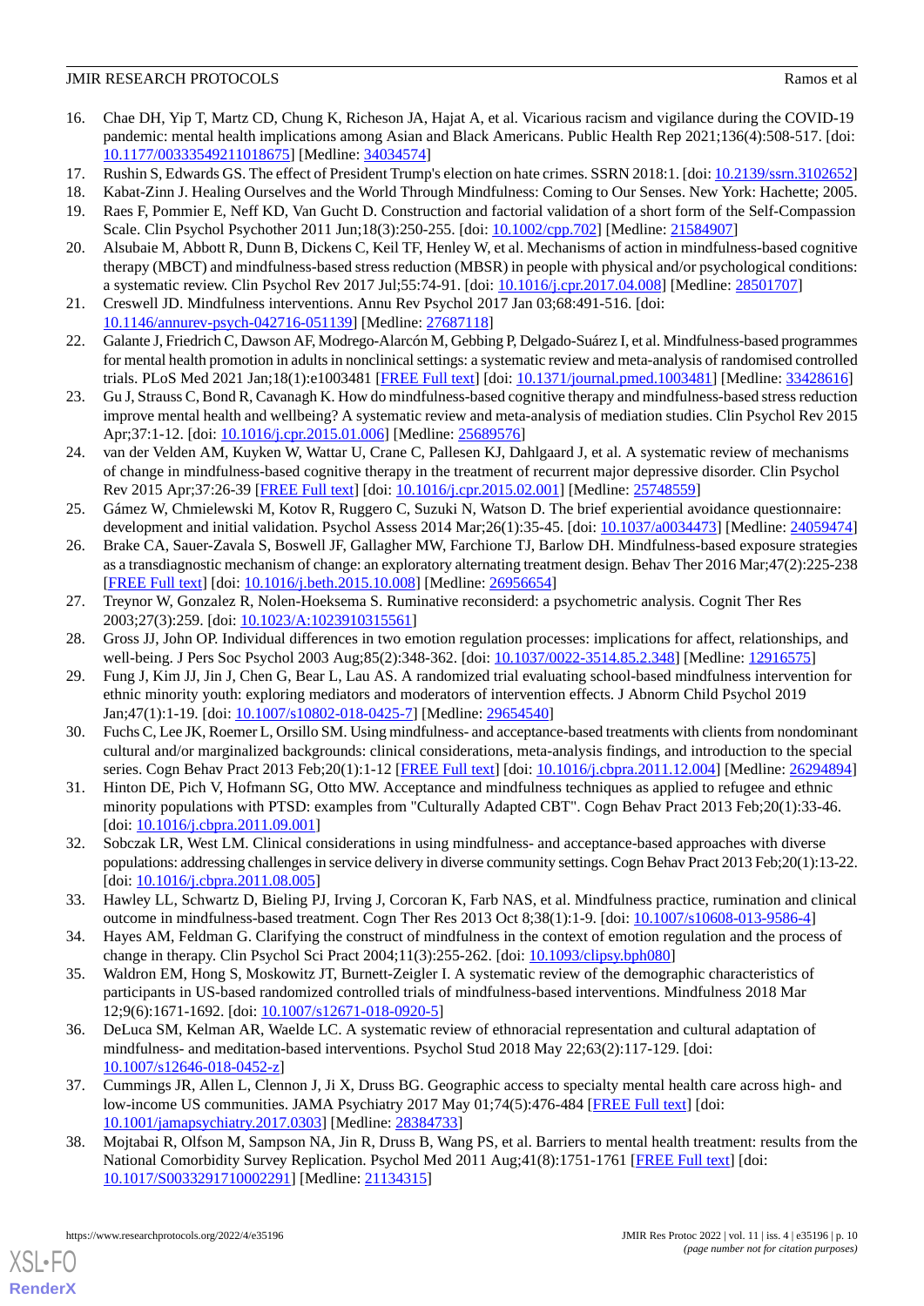16. Chae DH, Yip T, Martz CD, Chung K, Richeson JA, Hajat A, et al. Vicarious racism and vigilance during the COVID-19 pandemic: mental health implications among Asian and Black Americans. Public Health Rep 2021;136(4):508-517. [doi: 10.1177/00333549211018675] [Medline: 34034574]
17. Rushin S, Edwards GS. The effect of President Trump's election on hate crimes. SSRN 2018:1. [doi: 10.2139/ssrn.3102652]
18. Kabat-Zinn J. Healing Ourselves and the World Through Mindfulness: Coming to Our Senses. New York: Hachette; 2005.
19. Raes F, Pommier E, Neff KD, Van Gucht D. Construction and factorial validation of a short form of the Self-Compassion Scale. Clin Psychol Psychother 2011 Jun;18(3):250-255. [doi: 10.1002/cpp.702] [Medline: 21584907]
20. Alsubaie M, Abbott R, Dunn B, Dickens C, Keil TF, Henley W, et al. Mechanisms of action in mindfulness-based cognitive therapy (MBCT) and mindfulness-based stress reduction (MBSR) in people with physical and/or psychological conditions: a systematic review. Clin Psychol Rev 2017 Jul;55:74-91. [doi: 10.1016/j.cpr.2017.04.008] [Medline: 28501707]
21. Creswell JD. Mindfulness interventions. Annu Rev Psychol 2017 Jan 03;68:491-516. [doi: 10.1146/annurev-psych-042716-051139] [Medline: 27687118]
22. Galante J, Friedrich C, Dawson AF, Modrego-Alarcón M, Gebbing P, Delgado-Suárez I, et al. Mindfulness-based programmes for mental health promotion in adults in nonclinical settings: a systematic review and meta-analysis of randomised controlled trials. PLoS Med 2021 Jan;18(1):e1003481 [FREE Full text] [doi: 10.1371/journal.pmed.1003481] [Medline: 33428616]
23. Gu J, Strauss C, Bond R, Cavanagh K. How do mindfulness-based cognitive therapy and mindfulness-based stress reduction improve mental health and wellbeing? A systematic review and meta-analysis of mediation studies. Clin Psychol Rev 2015 Apr;37:1-12. [doi: 10.1016/j.cpr.2015.01.006] [Medline: 25689576]
24. van der Velden AM, Kuyken W, Wattar U, Crane C, Pallesen KJ, Dahlgaard J, et al. A systematic review of mechanisms of change in mindfulness-based cognitive therapy in the treatment of recurrent major depressive disorder. Clin Psychol Rev 2015 Apr;37:26-39 [FREE Full text] [doi: 10.1016/j.cpr.2015.02.001] [Medline: 25748559]
25. Gámez W, Chmielewski M, Kotov R, Ruggero C, Suzuki N, Watson D. The brief experiential avoidance questionnaire: development and initial validation. Psychol Assess 2014 Mar;26(1):35-45. [doi: 10.1037/a0034473] [Medline: 24059474]
26. Brake CA, Sauer-Zavala S, Boswell JF, Gallagher MW, Farchione TJ, Barlow DH. Mindfulness-based exposure strategies as a transdiagnostic mechanism of change: an exploratory alternating treatment design. Behav Ther 2016 Mar;47(2):225-238 [FREE Full text] [doi: 10.1016/j.beth.2015.10.008] [Medline: 26956654]
27. Treynor W, Gonzalez R, Nolen-Hoeksema S. Ruminative reconsiderd: a psychometric analysis. Cognit Ther Res 2003;27(3):259. [doi: 10.1023/A:1023910315561]
28. Gross JJ, John OP. Individual differences in two emotion regulation processes: implications for affect, relationships, and well-being. J Pers Soc Psychol 2003 Aug;85(2):348-362. [doi: 10.1037/0022-3514.85.2.348] [Medline: 12916575]
29. Fung J, Kim JJ, Jin J, Chen G, Bear L, Lau AS. A randomized trial evaluating school-based mindfulness intervention for ethnic minority youth: exploring mediators and moderators of intervention effects. J Abnorm Child Psychol 2019 Jan;47(1):1-19. [doi: 10.1007/s10802-018-0425-7] [Medline: 29654540]
30. Fuchs C, Lee JK, Roemer L, Orsillo SM. Using mindfulness- and acceptance-based treatments with clients from nondominant cultural and/or marginalized backgrounds: clinical considerations, meta-analysis findings, and introduction to the special series. Cogn Behav Pract 2013 Feb;20(1):1-12 [FREE Full text] [doi: 10.1016/j.cbpra.2011.12.004] [Medline: 26294894]
31. Hinton DE, Pich V, Hofmann SG, Otto MW. Acceptance and mindfulness techniques as applied to refugee and ethnic minority populations with PTSD: examples from "Culturally Adapted CBT". Cogn Behav Pract 2013 Feb;20(1):33-46. [doi: 10.1016/j.cbpra.2011.09.001]
32. Sobczak LR, West LM. Clinical considerations in using mindfulness- and acceptance-based approaches with diverse populations: addressing challenges in service delivery in diverse community settings. Cogn Behav Pract 2013 Feb;20(1):13-22. [doi: 10.1016/j.cbpra.2011.08.005]
33. Hawley LL, Schwartz D, Bieling PJ, Irving J, Corcoran K, Farb NAS, et al. Mindfulness practice, rumination and clinical outcome in mindfulness-based treatment. Cogn Ther Res 2013 Oct 8;38(1):1-9. [doi: 10.1007/s10608-013-9586-4]
34. Hayes AM, Feldman G. Clarifying the construct of mindfulness in the context of emotion regulation and the process of change in therapy. Clin Psychol Sci Pract 2004;11(3):255-262. [doi: 10.1093/clipsy.bph080]
35. Waldron EM, Hong S, Moskowitz JT, Burnett-Zeigler I. A systematic review of the demographic characteristics of participants in US-based randomized controlled trials of mindfulness-based interventions. Mindfulness 2018 Mar 12;9(6):1671-1692. [doi: 10.1007/s12671-018-0920-5]
36. DeLuca SM, Kelman AR, Waelde LC. A systematic review of ethnoracial representation and cultural adaptation of mindfulness- and meditation-based interventions. Psychol Stud 2018 May 22;63(2):117-129. [doi: 10.1007/s12646-018-0452-z]
37. Cummings JR, Allen L, Clennon J, Ji X, Druss BG. Geographic access to specialty mental health care across high- and low-income US communities. JAMA Psychiatry 2017 May 01;74(5):476-484 [FREE Full text] [doi: 10.1001/jamapsychiatry.2017.0303] [Medline: 28384733]
38. Mojtabai R, Olfson M, Sampson NA, Jin R, Druss B, Wang PS, et al. Barriers to mental health treatment: results from the National Comorbidity Survey Replication. Psychol Med 2011 Aug;41(8):1751-1761 [FREE Full text] [doi: 10.1017/S0033291710002291] [Medline: 21134315]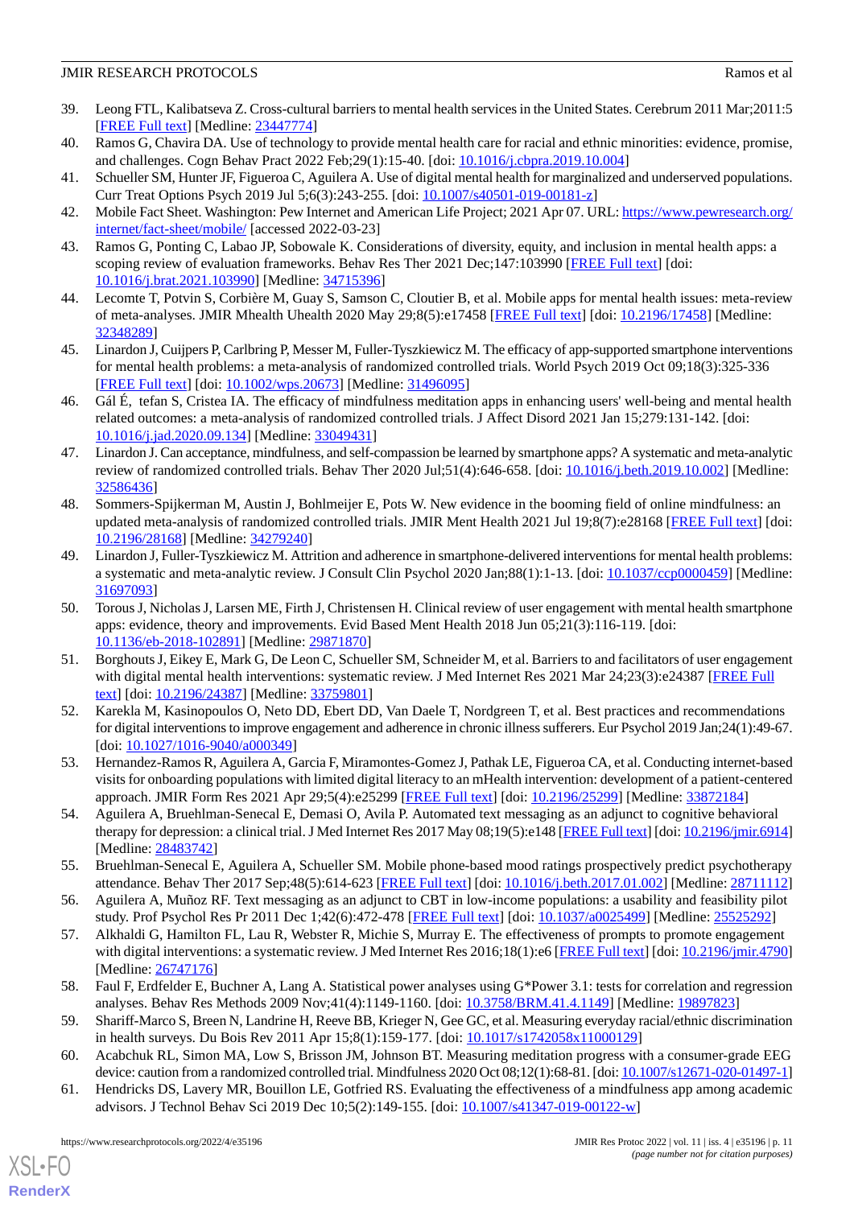39. Leong FTL, Kalibatseva Z. Cross-cultural barriers to mental health services in the United States. Cerebrum 2011 Mar;2011:5 [FREE Full text] [Medline: 23447774]
40. Ramos G, Chavira DA. Use of technology to provide mental health care for racial and ethnic minorities: evidence, promise, and challenges. Cogn Behav Pract 2022 Feb;29(1):15-40. [doi: 10.1016/j.cbpra.2019.10.004]
41. Schueller SM, Hunter JF, Figueroa C, Aguilera A. Use of digital mental health for marginalized and underserved populations. Curr Treat Options Psych 2019 Jul 5;6(3):243-255. [doi: 10.1007/s40501-019-00181-z]
42. Mobile Fact Sheet. Washington: Pew Internet and American Life Project; 2021 Apr 07. URL: https://www.pewresearch.org/internet/fact-sheet/mobile/ [accessed 2022-03-23]
43. Ramos G, Ponting C, Labao JP, Sobowale K. Considerations of diversity, equity, and inclusion in mental health apps: a scoping review of evaluation frameworks. Behav Res Ther 2021 Dec;147:103990 [FREE Full text] [doi: 10.1016/j.brat.2021.103990] [Medline: 34715396]
44. Lecomte T, Potvin S, Corbière M, Guay S, Samson C, Cloutier B, et al. Mobile apps for mental health issues: meta-review of meta-analyses. JMIR Mhealth Uhealth 2020 May 29;8(5):e17458 [FREE Full text] [doi: 10.2196/17458] [Medline: 32348289]
45. Linardon J, Cuijpers P, Carlbring P, Messer M, Fuller-Tyszkiewicz M. The efficacy of app-supported smartphone interventions for mental health problems: a meta-analysis of randomized controlled trials. World Psych 2019 Oct 09;18(3):325-336 [FREE Full text] [doi: 10.1002/wps.20673] [Medline: 31496095]
46. Gál É, tefan S, Cristea IA. The efficacy of mindfulness meditation apps in enhancing users' well-being and mental health related outcomes: a meta-analysis of randomized controlled trials. J Affect Disord 2021 Jan 15;279:131-142. [doi: 10.1016/j.jad.2020.09.134] [Medline: 33049431]
47. Linardon J. Can acceptance, mindfulness, and self-compassion be learned by smartphone apps? A systematic and meta-analytic review of randomized controlled trials. Behav Ther 2020 Jul;51(4):646-658. [doi: 10.1016/j.beth.2019.10.002] [Medline: 32586436]
48. Sommers-Spijkerman M, Austin J, Bohlmeijer E, Pots W. New evidence in the booming field of online mindfulness: an updated meta-analysis of randomized controlled trials. JMIR Ment Health 2021 Jul 19;8(7):e28168 [FREE Full text] [doi: 10.2196/28168] [Medline: 34279240]
49. Linardon J, Fuller-Tyszkiewicz M. Attrition and adherence in smartphone-delivered interventions for mental health problems: a systematic and meta-analytic review. J Consult Clin Psychol 2020 Jan;88(1):1-13. [doi: 10.1037/ccp0000459] [Medline: 31697093]
50. Torous J, Nicholas J, Larsen ME, Firth J, Christensen H. Clinical review of user engagement with mental health smartphone apps: evidence, theory and improvements. Evid Based Ment Health 2018 Jun 05;21(3):116-119. [doi: 10.1136/eb-2018-102891] [Medline: 29871870]
51. Borghouts J, Eikey E, Mark G, De Leon C, Schueller SM, Schneider M, et al. Barriers to and facilitators of user engagement with digital mental health interventions: systematic review. J Med Internet Res 2021 Mar 24;23(3):e24387 [FREE Full text] [doi: 10.2196/24387] [Medline: 33759801]
52. Karekla M, Kasinopoulos O, Neto DD, Ebert DD, Van Daele T, Nordgreen T, et al. Best practices and recommendations for digital interventions to improve engagement and adherence in chronic illness sufferers. Eur Psychol 2019 Jan;24(1):49-67. [doi: 10.1027/1016-9040/a000349]
53. Hernandez-Ramos R, Aguilera A, Garcia F, Miramontes-Gomez J, Pathak LE, Figueroa CA, et al. Conducting internet-based visits for onboarding populations with limited digital literacy to an mHealth intervention: development of a patient-centered approach. JMIR Form Res 2021 Apr 29;5(4):e25299 [FREE Full text] [doi: 10.2196/25299] [Medline: 33872184]
54. Aguilera A, Bruehlman-Senecal E, Demasi O, Avila P. Automated text messaging as an adjunct to cognitive behavioral therapy for depression: a clinical trial. J Med Internet Res 2017 May 08;19(5):e148 [FREE Full text] [doi: 10.2196/jmir.6914] [Medline: 28483742]
55. Bruehlman-Senecal E, Aguilera A, Schueller SM. Mobile phone-based mood ratings prospectively predict psychotherapy attendance. Behav Ther 2017 Sep;48(5):614-623 [FREE Full text] [doi: 10.1016/j.beth.2017.01.002] [Medline: 28711112]
56. Aguilera A, Muñoz RF. Text messaging as an adjunct to CBT in low-income populations: a usability and feasibility pilot study. Prof Psychol Res Pr 2011 Dec 1;42(6):472-478 [FREE Full text] [doi: 10.1037/a0025499] [Medline: 25525292]
57. Alkhaldi G, Hamilton FL, Lau R, Webster R, Michie S, Murray E. The effectiveness of prompts to promote engagement with digital interventions: a systematic review. J Med Internet Res 2016;18(1):e6 [FREE Full text] [doi: 10.2196/jmir.4790] [Medline: 26747176]
58. Faul F, Erdfelder E, Buchner A, Lang A. Statistical power analyses using G*Power 3.1: tests for correlation and regression analyses. Behav Res Methods 2009 Nov;41(4):1149-1160. [doi: 10.3758/BRM.41.4.1149] [Medline: 19897823]
59. Shariff-Marco S, Breen N, Landrine H, Reeve BB, Krieger N, Gee GC, et al. Measuring everyday racial/ethnic discrimination in health surveys. Du Bois Rev 2011 Apr 15;8(1):159-177. [doi: 10.1017/s1742058x11000129]
60. Acabchuk RL, Simon MA, Low S, Brisson JM, Johnson BT. Measuring meditation progress with a consumer-grade EEG device: caution from a randomized controlled trial. Mindfulness 2020 Oct 08;12(1):68-81. [doi: 10.1007/s12671-020-01497-1]
61. Hendricks DS, Lavery MR, Bouillon LE, Gotfried RS. Evaluating the effectiveness of a mindfulness app among academic advisors. J Technol Behav Sci 2019 Dec 10;5(2):149-155. [doi: 10.1007/s41347-019-00122-w]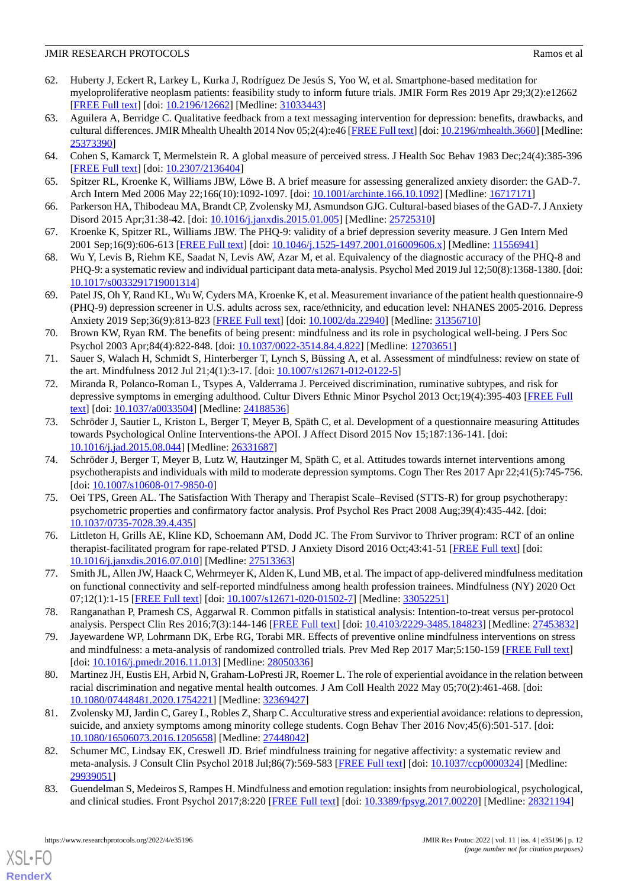62. Huberty J, Eckert R, Larkey L, Kurka J, Rodríguez De Jesús S, Yoo W, et al. Smartphone-based meditation for myeloproliferative neoplasm patients: feasibility study to inform future trials. JMIR Form Res 2019 Apr 29;3(2):e12662 [FREE Full text] [doi: 10.2196/12662] [Medline: 31033443]
63. Aguilera A, Berridge C. Qualitative feedback from a text messaging intervention for depression: benefits, drawbacks, and cultural differences. JMIR Mhealth Uhealth 2014 Nov 05;2(4):e46 [FREE Full text] [doi: 10.2196/mhealth.3660] [Medline: 25373390]
64. Cohen S, Kamarck T, Mermelstein R. A global measure of perceived stress. J Health Soc Behav 1983 Dec;24(4):385-396 [FREE Full text] [doi: 10.2307/2136404]
65. Spitzer RL, Kroenke K, Williams JBW, Löwe B. A brief measure for assessing generalized anxiety disorder: the GAD-7. Arch Intern Med 2006 May 22;166(10):1092-1097. [doi: 10.1001/archinte.166.10.1092] [Medline: 16717171]
66. Parkerson HA, Thibodeau MA, Brandt CP, Zvolensky MJ, Asmundson GJG. Cultural-based biases of the GAD-7. J Anxiety Disord 2015 Apr;31:38-42. [doi: 10.1016/j.janxdis.2015.01.005] [Medline: 25725310]
67. Kroenke K, Spitzer RL, Williams JBW. The PHQ-9: validity of a brief depression severity measure. J Gen Intern Med 2001 Sep;16(9):606-613 [FREE Full text] [doi: 10.1046/j.1525-1497.2001.016009606.x] [Medline: 11556941]
68. Wu Y, Levis B, Riehm KE, Saadat N, Levis AW, Azar M, et al. Equivalency of the diagnostic accuracy of the PHQ-8 and PHQ-9: a systematic review and individual participant data meta-analysis. Psychol Med 2019 Jul 12;50(8):1368-1380. [doi: 10.1017/s0033291719001314]
69. Patel JS, Oh Y, Rand KL, Wu W, Cyders MA, Kroenke K, et al. Measurement invariance of the patient health questionnaire-9 (PHQ-9) depression screener in U.S. adults across sex, race/ethnicity, and education level: NHANES 2005-2016. Depress Anxiety 2019 Sep;36(9):813-823 [FREE Full text] [doi: 10.1002/da.22940] [Medline: 31356710]
70. Brown KW, Ryan RM. The benefits of being present: mindfulness and its role in psychological well-being. J Pers Soc Psychol 2003 Apr;84(4):822-848. [doi: 10.1037/0022-3514.84.4.822] [Medline: 12703651]
71. Sauer S, Walach H, Schmidt S, Hinterberger T, Lynch S, Büssing A, et al. Assessment of mindfulness: review on state of the art. Mindfulness 2012 Jul 21;4(1):3-17. [doi: 10.1007/s12671-012-0122-5]
72. Miranda R, Polanco-Roman L, Tsypes A, Valderrama J. Perceived discrimination, ruminative subtypes, and risk for depressive symptoms in emerging adulthood. Cultur Divers Ethnic Minor Psychol 2013 Oct;19(4):395-403 [FREE Full text] [doi: 10.1037/a0033504] [Medline: 24188536]
73. Schröder J, Sautier L, Kriston L, Berger T, Meyer B, Späth C, et al. Development of a questionnaire measuring Attitudes towards Psychological Online Interventions-the APOI. J Affect Disord 2015 Nov 15;187:136-141. [doi: 10.1016/j.jad.2015.08.044] [Medline: 26331687]
74. Schröder J, Berger T, Meyer B, Lutz W, Hautzinger M, Späth C, et al. Attitudes towards internet interventions among psychotherapists and individuals with mild to moderate depression symptoms. Cogn Ther Res 2017 Apr 22;41(5):745-756. [doi: 10.1007/s10608-017-9850-0]
75. Oei TPS, Green AL. The Satisfaction With Therapy and Therapist Scale–Revised (STTS-R) for group psychotherapy: psychometric properties and confirmatory factor analysis. Prof Psychol Res Pract 2008 Aug;39(4):435-442. [doi: 10.1037/0735-7028.39.4.435]
76. Littleton H, Grills AE, Kline KD, Schoemann AM, Dodd JC. The From Survivor to Thriver program: RCT of an online therapist-facilitated program for rape-related PTSD. J Anxiety Disord 2016 Oct;43:41-51 [FREE Full text] [doi: 10.1016/j.janxdis.2016.07.010] [Medline: 27513363]
77. Smith JL, Allen JW, Haack C, Wehrmeyer K, Alden K, Lund MB, et al. The impact of app-delivered mindfulness meditation on functional connectivity and self-reported mindfulness among health profession trainees. Mindfulness (NY) 2020 Oct 07;12(1):1-15 [FREE Full text] [doi: 10.1007/s12671-020-01502-7] [Medline: 33052251]
78. Ranganathan P, Pramesh CS, Aggarwal R. Common pitfalls in statistical analysis: Intention-to-treat versus per-protocol analysis. Perspect Clin Res 2016;7(3):144-146 [FREE Full text] [doi: 10.4103/2229-3485.184823] [Medline: 27453832]
79. Jayewardene WP, Lohrmann DK, Erbe RG, Torabi MR. Effects of preventive online mindfulness interventions on stress and mindfulness: a meta-analysis of randomized controlled trials. Prev Med Rep 2017 Mar;5:150-159 [FREE Full text] [doi: 10.1016/j.pmedr.2016.11.013] [Medline: 28050336]
80. Martinez JH, Eustis EH, Arbid N, Graham-LoPresti JR, Roemer L. The role of experiential avoidance in the relation between racial discrimination and negative mental health outcomes. J Am Coll Health 2022 May 05;70(2):461-468. [doi: 10.1080/07448481.2020.1754221] [Medline: 32369427]
81. Zvolensky MJ, Jardin C, Garey L, Robles Z, Sharp C. Acculturative stress and experiential avoidance: relations to depression, suicide, and anxiety symptoms among minority college students. Cogn Behav Ther 2016 Nov;45(6):501-517. [doi: 10.1080/16506073.2016.1205658] [Medline: 27448042]
82. Schumer MC, Lindsay EK, Creswell JD. Brief mindfulness training for negative affectivity: a systematic review and meta-analysis. J Consult Clin Psychol 2018 Jul;86(7):569-583 [FREE Full text] [doi: 10.1037/ccp0000324] [Medline: 29939051]
83. Guendelman S, Medeiros S, Rampes H. Mindfulness and emotion regulation: insights from neurobiological, psychological, and clinical studies. Front Psychol 2017;8:220 [FREE Full text] [doi: 10.3389/fpsyg.2017.00220] [Medline: 28321194]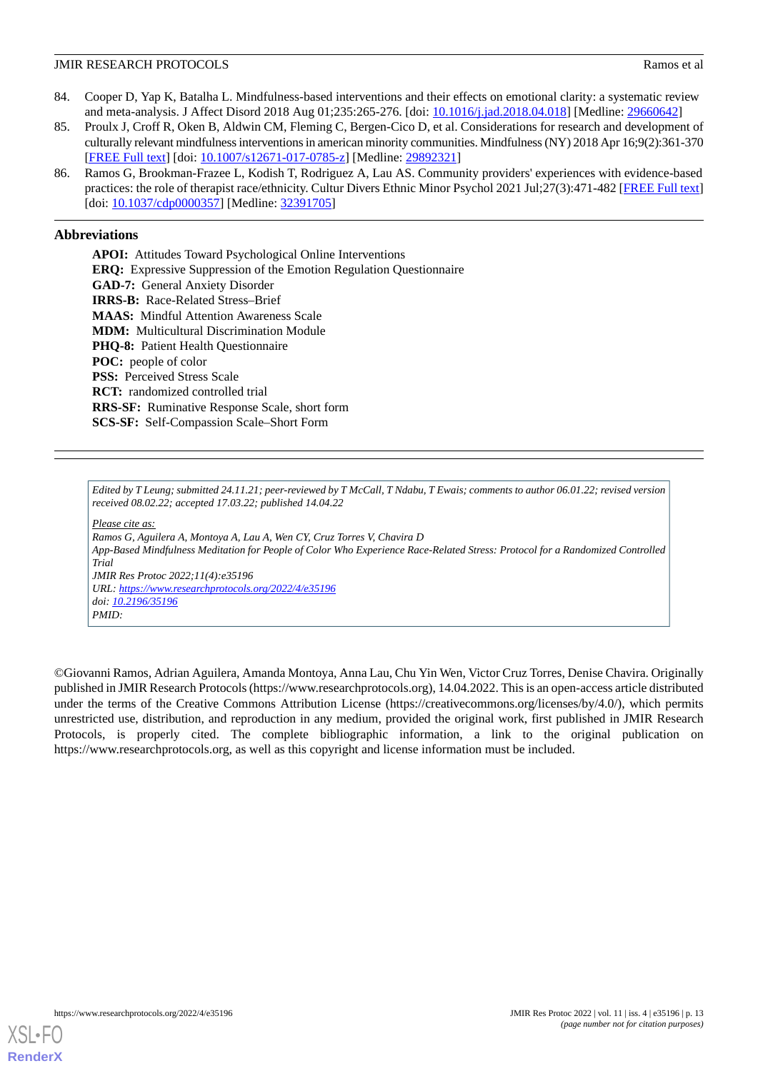84. Cooper D, Yap K, Batalha L. Mindfulness-based interventions and their effects on emotional clarity: a systematic review and meta-analysis. J Affect Disord 2018 Aug 01;235:265-276. [doi: 10.1016/j.jad.2018.04.018] [Medline: 29660642]
85. Proulx J, Croff R, Oken B, Aldwin CM, Fleming C, Bergen-Cico D, et al. Considerations for research and development of culturally relevant mindfulness interventions in american minority communities. Mindfulness (NY) 2018 Apr 16;9(2):361-370 [FREE Full text] [doi: 10.1007/s12671-017-0785-z] [Medline: 29892321]
86. Ramos G, Brookman-Frazee L, Kodish T, Rodriguez A, Lau AS. Community providers' experiences with evidence-based practices: the role of therapist race/ethnicity. Cultur Divers Ethnic Minor Psychol 2021 Jul;27(3):471-482 [FREE Full text] [doi: 10.1037/cdp0000357] [Medline: 32391705]

## Abbreviations

**APOI:** Attitudes Toward Psychological Online Interventions
**ERQ:** Expressive Suppression of the Emotion Regulation Questionnaire
**GAD-7:** General Anxiety Disorder
**IRRS-B:** Race-Related Stress–Brief
**MAAS:** Mindful Attention Awareness Scale
**MDM:** Multicultural Discrimination Module
**PHQ-8:** Patient Health Questionnaire
**POC:** people of color
**PSS:** Perceived Stress Scale
**RCT:** randomized controlled trial
**RRS-SF:** Ruminative Response Scale, short form
**SCS-SF:** Self-Compassion Scale–Short Form

---

*Edited by T Leung; submitted 24.11.21; peer-reviewed by T McCall, T Ndabu, T Ewais; comments to author 06.01.22; revised version received 08.02.22; accepted 17.03.22; published 14.04.22*

*Please cite as:*
*Ramos G, Aguilera A, Montoya A, Lau A, Wen CY, Cruz Torres V, Chavira D*
*App-Based Mindfulness Meditation for People of Color Who Experience Race-Related Stress: Protocol for a Randomized Controlled Trial*
*JMIR Res Protoc 2022;11(4):e35196*
*URL: https://www.researchprotocols.org/2022/4/e35196*
*doi: 10.2196/35196*
*PMID:*

©Giovanni Ramos, Adrian Aguilera, Amanda Montoya, Anna Lau, Chu Yin Wen, Victor Cruz Torres, Denise Chavira. Originally published in JMIR Research Protocols (https://www.researchprotocols.org), 14.04.2022. This is an open-access article distributed under the terms of the Creative Commons Attribution License (https://creativecommons.org/licenses/by/4.0/), which permits unrestricted use, distribution, and reproduction in any medium, provided the original work, first published in JMIR Research Protocols, is properly cited. The complete bibliographic information, a link to the original publication on https://www.researchprotocols.org, as well as this copyright and license information must be included.